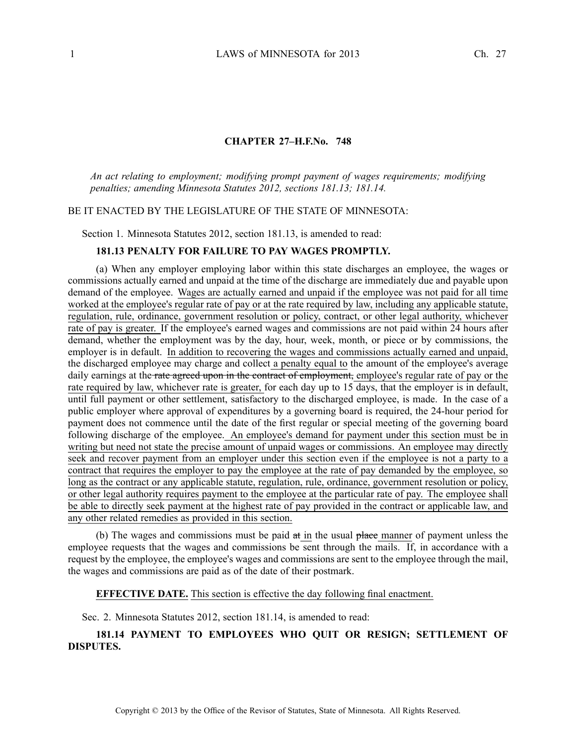**CHAPTER 27–H.F.No. 748**

*An act relating to employment; modifying prompt payment of wages requirements; modifying penalties; amending Minnesota Statutes 2012, sections 181.13; 181.14.*

BE IT ENACTED BY THE LEGISLATURE OF THE STATE OF MINNESOTA:

Section 1. Minnesota Statutes 2012, section 181.13, is amended to read:

**181.13 PENALTY FOR FAILURE TO PAY WAGES PROMPTLY.**

(a) When any employer employing labor within this state discharges an employee, the wages or commissions actually earned and unpaid at the time of the discharge are immediately due and payable upon demand of the employee. Wages are actually earned and unpaid if the employee was not paid for all time worked at the employee's regular rate of pay or at the rate required by law, including any applicable statute, regulation, rule, ordinance, government resolution or policy, contract, or other legal authority, whichever rate of pay is greater. If the employee's earned wages and commissions are not paid within 24 hours after demand, whether the employment was by the day, hour, week, month, or piece or by commissions, the employer is in default. In addition to recovering the wages and commissions actually earned and unpaid, the discharged employee may charge and collect a penalty equal to the amount of the employee's average daily earnings at the ~~rate agreed upon in the contract of employment,~~ employee's regular rate of pay or the rate required by law, whichever rate is greater, for each day up to 15 days, that the employer is in default, until full payment or other settlement, satisfactory to the discharged employee, is made. In the case of a public employer where approval of expenditures by a governing board is required, the 24-hour period for payment does not commence until the date of the first regular or special meeting of the governing board following discharge of the employee. An employee's demand for payment under this section must be in writing but need not state the precise amount of unpaid wages or commissions. An employee may directly seek and recover payment from an employer under this section even if the employee is not a party to a contract that requires the employer to pay the employee at the rate of pay demanded by the employee, so long as the contract or any applicable statute, regulation, rule, ordinance, government resolution or policy, or other legal authority requires payment to the employee at the particular rate of pay. The employee shall be able to directly seek payment at the highest rate of pay provided in the contract or applicable law, and any other related remedies as provided in this section.

(b) The wages and commissions must be paid ~~at~~ in the usual ~~place~~ manner of payment unless the employee requests that the wages and commissions be sent through the mails. If, in accordance with a request by the employee, the employee's wages and commissions are sent to the employee through the mail, the wages and commissions are paid as of the date of their postmark.

**EFFECTIVE DATE.** This section is effective the day following final enactment.

Sec. 2. Minnesota Statutes 2012, section 181.14, is amended to read:

**181.14 PAYMENT TO EMPLOYEES WHO QUIT OR RESIGN; SETTLEMENT OF DISPUTES.**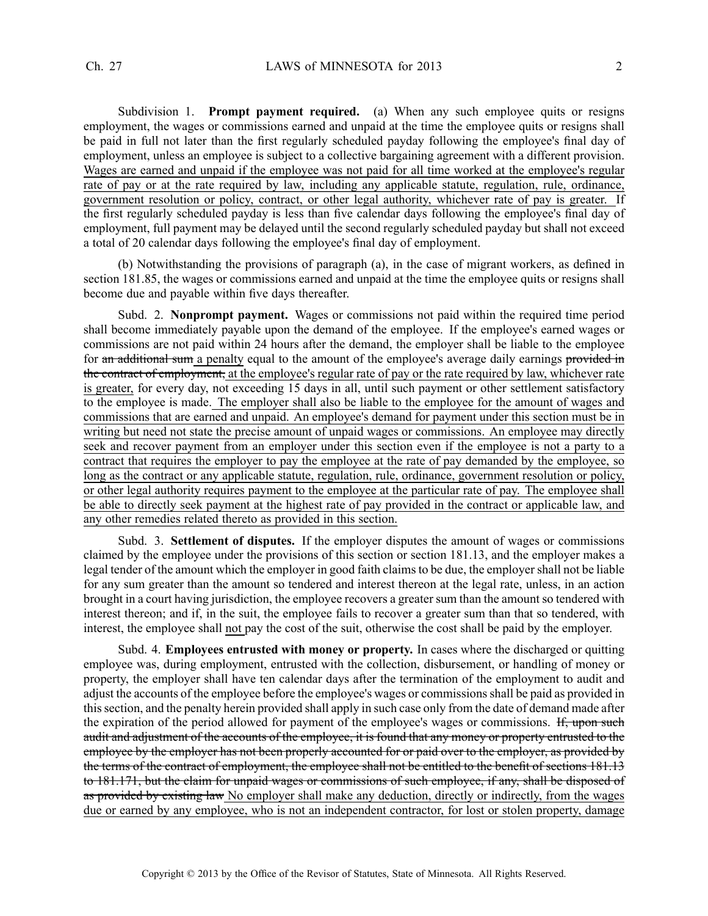Subdivision 1. **Prompt payment required.** (a) When any such employee quits or resigns employment, the wages or commissions earned and unpaid at the time the employee quits or resigns shall be paid in full not later than the first regularly scheduled payday following the employee's final day of employment, unless an employee is subject to a collective bargaining agreement with a different provision. <u>Wages are earned and unpaid if the employee was not paid for all time worked at the employee's regular rate of pay or at the rate required by law, including any applicable statute, regulation, rule, ordinance, government resolution or policy, contract, or other legal authority, whichever rate of pay is greater.</u> If the first regularly scheduled payday is less than five calendar days following the employee's final day of employment, full payment may be delayed until the second regularly scheduled payday but shall not exceed a total of 20 calendar days following the employee's final day of employment.

(b) Notwithstanding the provisions of paragraph (a), in the case of migrant workers, as defined in section 181.85, the wages or commissions earned and unpaid at the time the employee quits or resigns shall become due and payable within five days thereafter.

Subd. 2. **Nonprompt payment.** Wages or commissions not paid within the required time period shall become immediately payable upon the demand of the employee. If the employee's earned wages or commissions are not paid within 24 hours after the demand, the employer shall be liable to the employee for ~~an additional sum~~ <u>a penalty</u> equal to the amount of the employee's average daily earnings ~~provided in the contract of employment,~~ <u>at the employee's regular rate of pay or the rate required by law, whichever rate is greater,</u> for every day, not exceeding 15 days in all, until such payment or other settlement satisfactory to the employee is made. <u>The employer shall also be liable to the employee for the amount of wages and commissions that are earned and unpaid. An employee's demand for payment under this section must be in writing but need not state the precise amount of unpaid wages or commissions. An employee may directly seek and recover payment from an employer under this section even if the employee is not a party to a contract that requires the employer to pay the employee at the rate of pay demanded by the employee, so long as the contract or any applicable statute, regulation, rule, ordinance, government resolution or policy, or other legal authority requires payment to the employee at the particular rate of pay. The employee shall be able to directly seek payment at the highest rate of pay provided in the contract or applicable law, and any other remedies related thereto as provided in this section.</u>

Subd. 3. **Settlement of disputes.** If the employer disputes the amount of wages or commissions claimed by the employee under the provisions of this section or section 181.13, and the employer makes a legal tender of the amount which the employer in good faith claims to be due, the employer shall not be liable for any sum greater than the amount so tendered and interest thereon at the legal rate, unless, in an action brought in a court having jurisdiction, the employee recovers a greater sum than the amount so tendered with interest thereon; and if, in the suit, the employee fails to recover a greater sum than that so tendered, with interest, the employee shall <u>not</u> pay the cost of the suit, otherwise the cost shall be paid by the employer.

Subd. 4. **Employees entrusted with money or property.** In cases where the discharged or quitting employee was, during employment, entrusted with the collection, disbursement, or handling of money or property, the employer shall have ten calendar days after the termination of the employment to audit and adjust the accounts of the employee before the employee's wages or commissions shall be paid as provided in this section, and the penalty herein provided shall apply in such case only from the date of demand made after the expiration of the period allowed for payment of the employee's wages or commissions. ~~If, upon such audit and adjustment of the accounts of the employee, it is found that any money or property entrusted to the employee by the employer has not been properly accounted for or paid over to the employer, as provided by the terms of the contract of employment, the employee shall not be entitled to the benefit of sections 181.13 to 181.171, but the claim for unpaid wages or commissions of such employee, if any, shall be disposed of as provided by existing law~~ <u>No employer shall make any deduction, directly or indirectly, from the wages due or earned by any employee, who is not an independent contractor, for lost or stolen property, damage</u>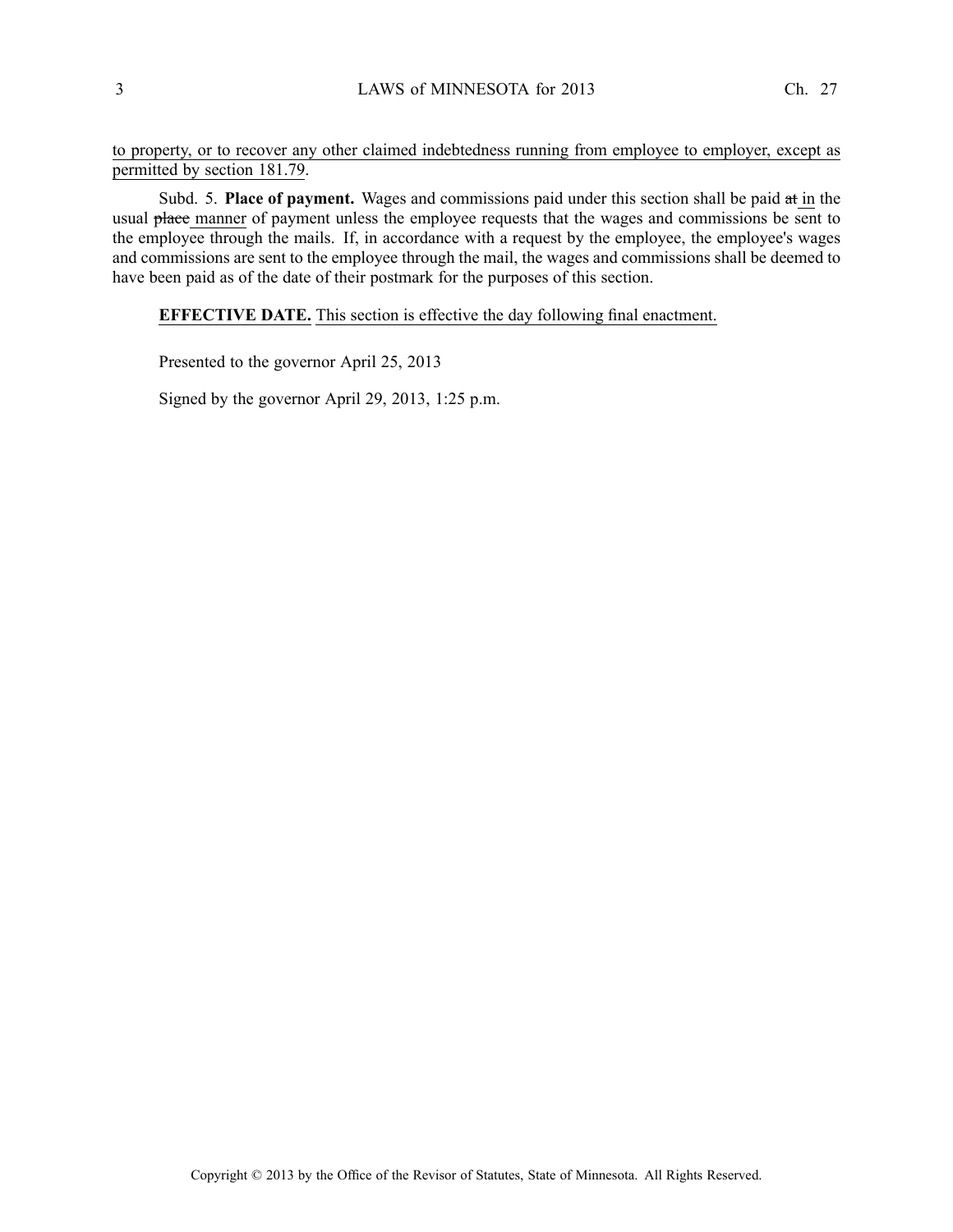to property, or to recover any other claimed indebtedness running from employee to employer, except as permitted by section 181.79.

Subd. 5. **Place of payment.** Wages and commissions paid under this section shall be paid ~~at~~ in the usual ~~place~~ manner of payment unless the employee requests that the wages and commissions be sent to the employee through the mails. If, in accordance with a request by the employee, the employee's wages and commissions are sent to the employee through the mail, the wages and commissions shall be deemed to have been paid as of the date of their postmark for the purposes of this section.

**EFFECTIVE DATE.** This section is effective the day following final enactment.

Presented to the governor April 25, 2013

Signed by the governor April 29, 2013, 1:25 p.m.